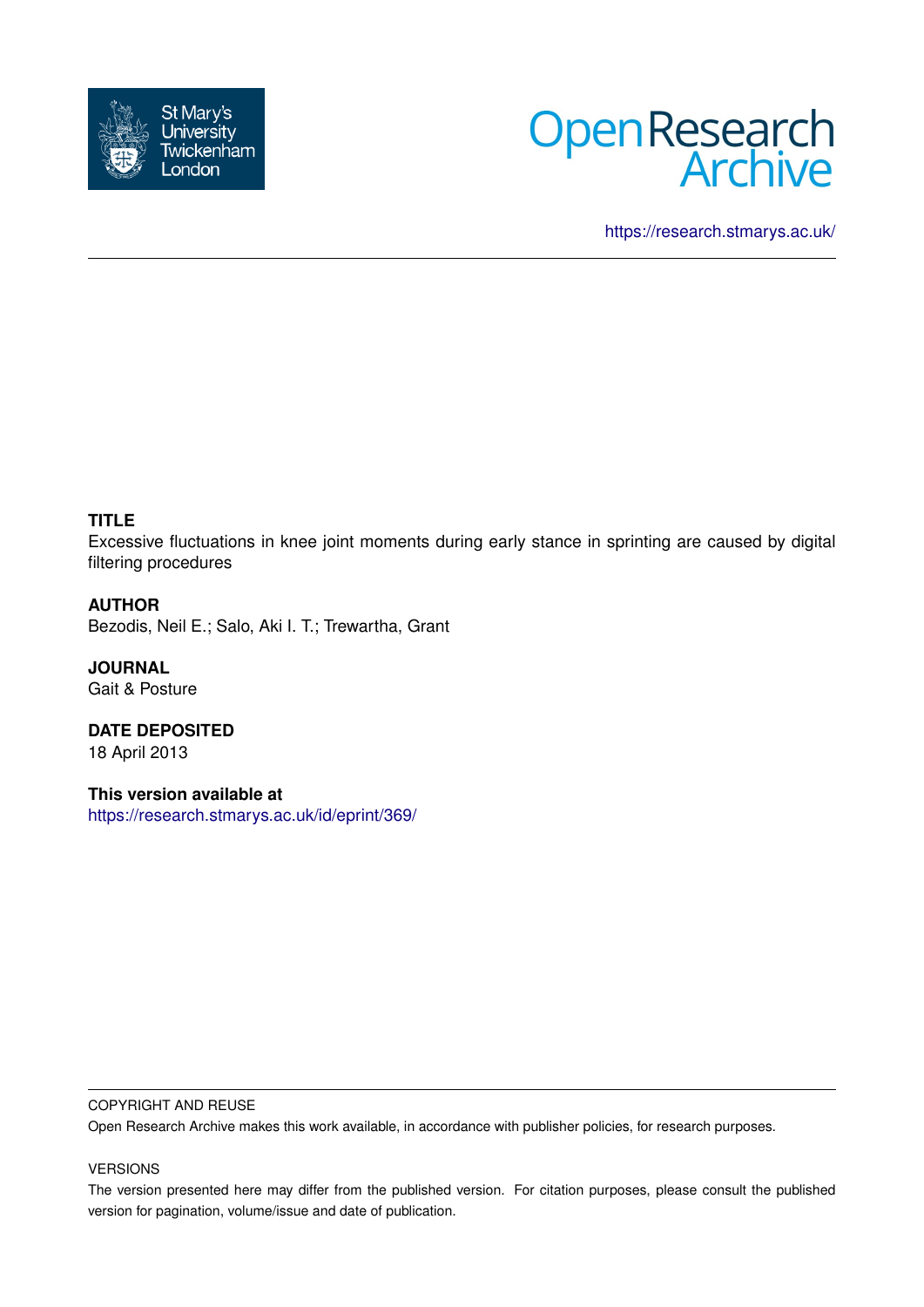St Mary's University Twickenham London

Open Research Archive

https://research.stmarys.ac.uk/

**TITLE**

Excessive fluctuations in knee joint moments during early stance in sprinting are caused by digital filtering procedures

**AUTHOR**

Bezodis, Neil E.; Salo, Aki I. T.; Trewartha, Grant

**JOURNAL**

Gait & Posture

**DATE DEPOSITED**

18 April 2013

**This version available at**

https://research.stmarys.ac.uk/id/eprint/369/

COPYRIGHT AND REUSE

Open Research Archive makes this work available, in accordance with publisher policies, for research purposes.

VERSIONS

The version presented here may differ from the published version. For citation purposes, please consult the published version for pagination, volume/issue and date of publication.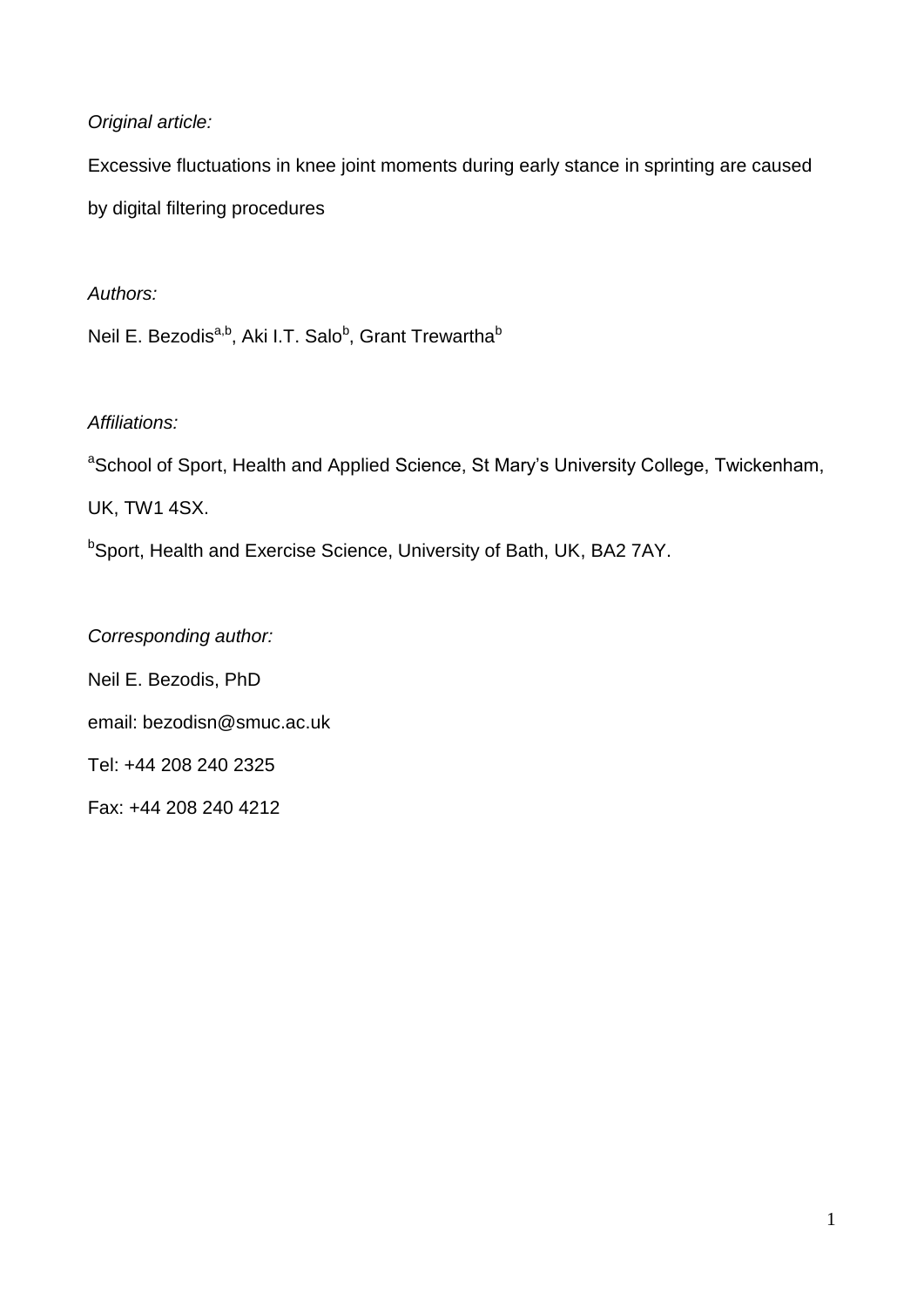*Original article:*

Excessive fluctuations in knee joint moments during early stance in sprinting are caused by digital filtering procedures

*Authors:*

Neil E. Bezodis[a,b], Aki I.T. Salo[b], Grant Trewartha[b]

*Affiliations:*

[a]School of Sport, Health and Applied Science, St Mary's University College, Twickenham, UK, TW1 4SX.

[b]Sport, Health and Exercise Science, University of Bath, UK, BA2 7AY.

*Corresponding author:*

Neil E. Bezodis, PhD

email: bezodisn@smuc.ac.uk

Tel: +44 208 240 2325

Fax: +44 208 240 4212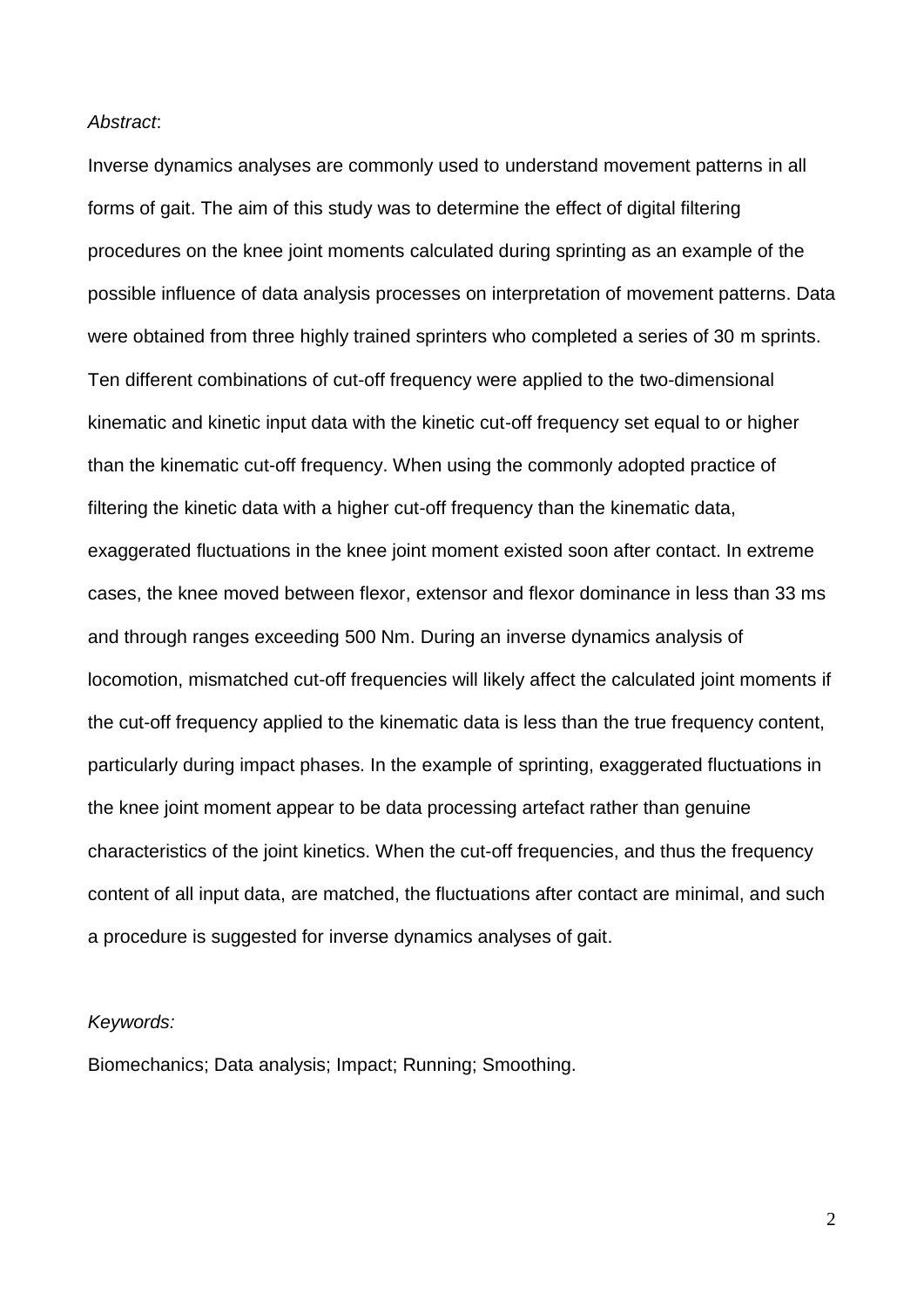*Abstract*:

Inverse dynamics analyses are commonly used to understand movement patterns in all forms of gait. The aim of this study was to determine the effect of digital filtering procedures on the knee joint moments calculated during sprinting as an example of the possible influence of data analysis processes on interpretation of movement patterns. Data were obtained from three highly trained sprinters who completed a series of 30 m sprints. Ten different combinations of cut-off frequency were applied to the two-dimensional kinematic and kinetic input data with the kinetic cut-off frequency set equal to or higher than the kinematic cut-off frequency. When using the commonly adopted practice of filtering the kinetic data with a higher cut-off frequency than the kinematic data, exaggerated fluctuations in the knee joint moment existed soon after contact. In extreme cases, the knee moved between flexor, extensor and flexor dominance in less than 33 ms and through ranges exceeding 500 Nm. During an inverse dynamics analysis of locomotion, mismatched cut-off frequencies will likely affect the calculated joint moments if the cut-off frequency applied to the kinematic data is less than the true frequency content, particularly during impact phases. In the example of sprinting, exaggerated fluctuations in the knee joint moment appear to be data processing artefact rather than genuine characteristics of the joint kinetics. When the cut-off frequencies, and thus the frequency content of all input data, are matched, the fluctuations after contact are minimal, and such a procedure is suggested for inverse dynamics analyses of gait.

*Keywords:*

Biomechanics; Data analysis; Impact; Running; Smoothing.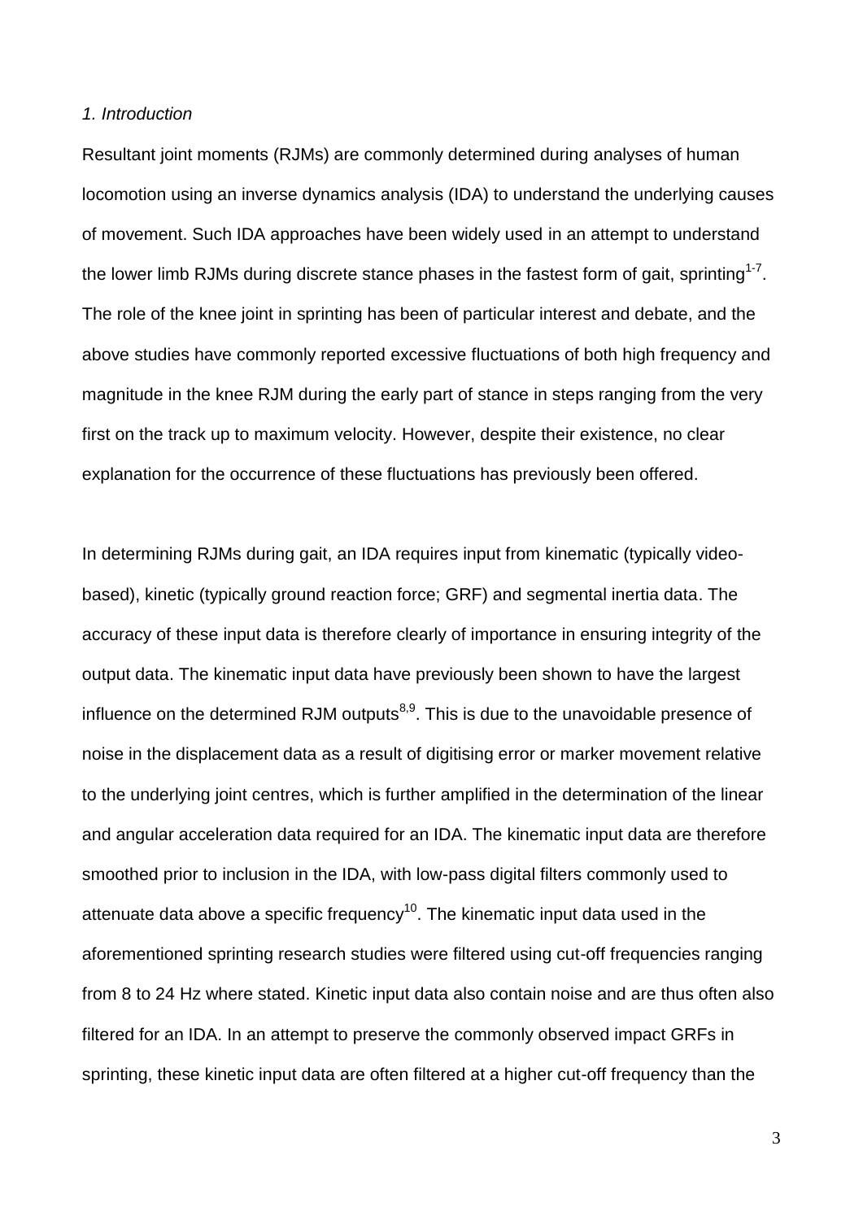*1. Introduction*

Resultant joint moments (RJMs) are commonly determined during analyses of human locomotion using an inverse dynamics analysis (IDA) to understand the underlying causes of movement. Such IDA approaches have been widely used in an attempt to understand the lower limb RJMs during discrete stance phases in the fastest form of gait, sprinting[1-7]. The role of the knee joint in sprinting has been of particular interest and debate, and the above studies have commonly reported excessive fluctuations of both high frequency and magnitude in the knee RJM during the early part of stance in steps ranging from the very first on the track up to maximum velocity. However, despite their existence, no clear explanation for the occurrence of these fluctuations has previously been offered.

In determining RJMs during gait, an IDA requires input from kinematic (typically video-based), kinetic (typically ground reaction force; GRF) and segmental inertia data. The accuracy of these input data is therefore clearly of importance in ensuring integrity of the output data. The kinematic input data have previously been shown to have the largest influence on the determined RJM outputs[8,9]. This is due to the unavoidable presence of noise in the displacement data as a result of digitising error or marker movement relative to the underlying joint centres, which is further amplified in the determination of the linear and angular acceleration data required for an IDA. The kinematic input data are therefore smoothed prior to inclusion in the IDA, with low-pass digital filters commonly used to attenuate data above a specific frequency[10]. The kinematic input data used in the aforementioned sprinting research studies were filtered using cut-off frequencies ranging from 8 to 24 Hz where stated. Kinetic input data also contain noise and are thus often also filtered for an IDA. In an attempt to preserve the commonly observed impact GRFs in sprinting, these kinetic input data are often filtered at a higher cut-off frequency than the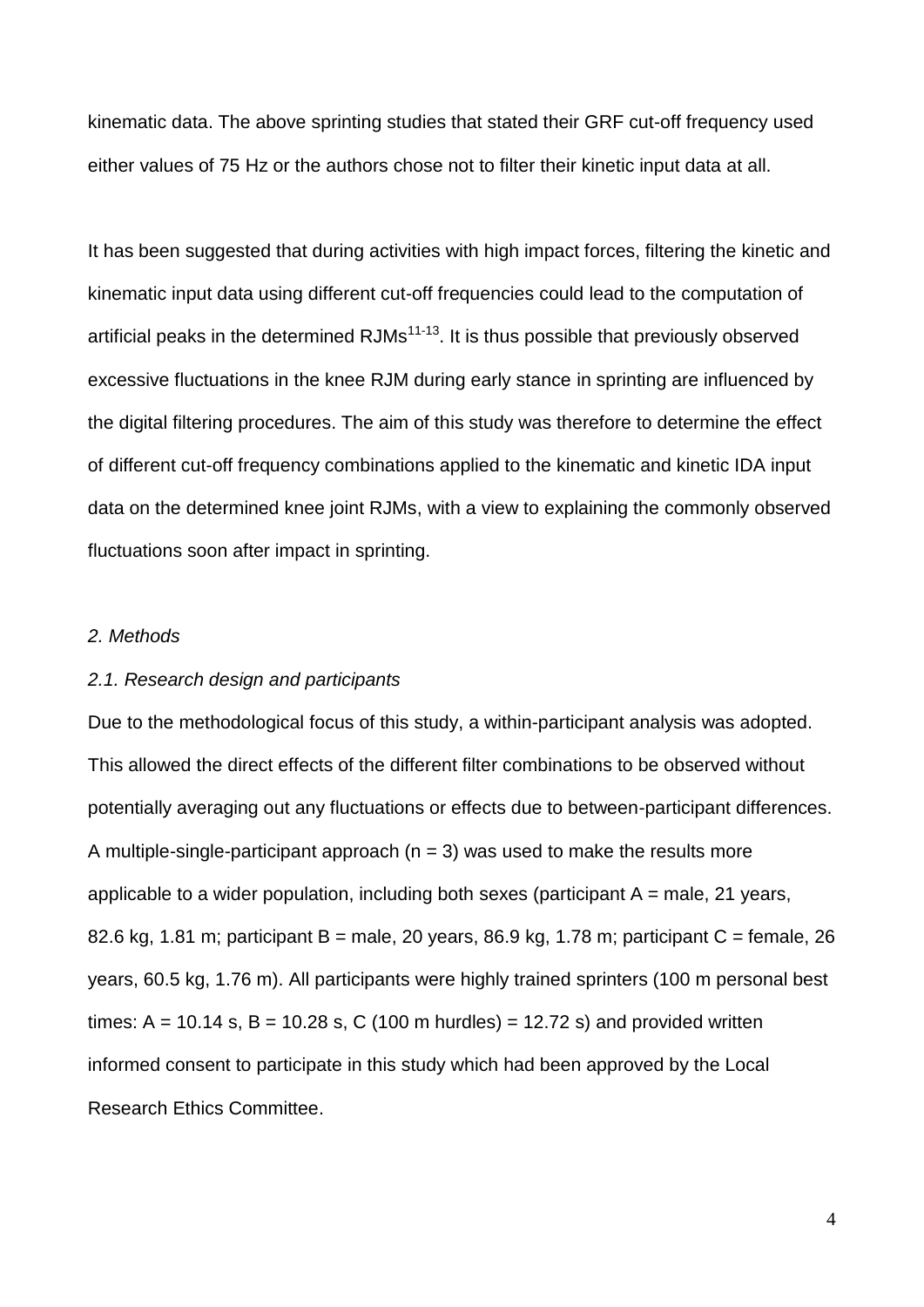kinematic data. The above sprinting studies that stated their GRF cut-off frequency used either values of 75 Hz or the authors chose not to filter their kinetic input data at all.

It has been suggested that during activities with high impact forces, filtering the kinetic and kinematic input data using different cut-off frequencies could lead to the computation of artificial peaks in the determined RJMs[11-13]. It is thus possible that previously observed excessive fluctuations in the knee RJM during early stance in sprinting are influenced by the digital filtering procedures. The aim of this study was therefore to determine the effect of different cut-off frequency combinations applied to the kinematic and kinetic IDA input data on the determined knee joint RJMs, with a view to explaining the commonly observed fluctuations soon after impact in sprinting.

*2. Methods*

*2.1. Research design and participants*

Due to the methodological focus of this study, a within-participant analysis was adopted. This allowed the direct effects of the different filter combinations to be observed without potentially averaging out any fluctuations or effects due to between-participant differences. A multiple-single-participant approach ($n = 3$) was used to make the results more applicable to a wider population, including both sexes (participant A = male, 21 years, 82.6 kg, 1.81 m; participant B = male, 20 years, 86.9 kg, 1.78 m; participant C = female, 26 years, 60.5 kg, 1.76 m). All participants were highly trained sprinters (100 m personal best times: A = 10.14 s, B = 10.28 s, C (100 m hurdles) = 12.72 s) and provided written informed consent to participate in this study which had been approved by the Local Research Ethics Committee.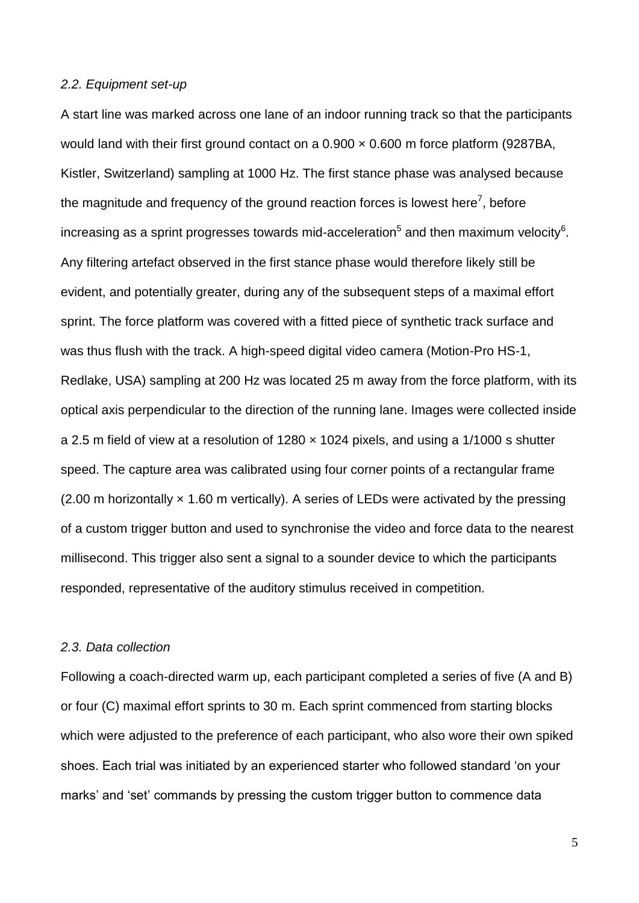### *2.2. Equipment set-up*

A start line was marked across one lane of an indoor running track so that the participants would land with their first ground contact on a 0.900 × 0.600 m force platform (9287BA, Kistler, Switzerland) sampling at 1000 Hz. The first stance phase was analysed because the magnitude and frequency of the ground reaction forces is lowest here[7], before increasing as a sprint progresses towards mid-acceleration[5] and then maximum velocity[6]. Any filtering artefact observed in the first stance phase would therefore likely still be evident, and potentially greater, during any of the subsequent steps of a maximal effort sprint. The force platform was covered with a fitted piece of synthetic track surface and was thus flush with the track. A high-speed digital video camera (Motion-Pro HS-1, Redlake, USA) sampling at 200 Hz was located 25 m away from the force platform, with its optical axis perpendicular to the direction of the running lane. Images were collected inside a 2.5 m field of view at a resolution of 1280 × 1024 pixels, and using a 1/1000 s shutter speed. The capture area was calibrated using four corner points of a rectangular frame (2.00 m horizontally × 1.60 m vertically). A series of LEDs were activated by the pressing of a custom trigger button and used to synchronise the video and force data to the nearest millisecond. This trigger also sent a signal to a sounder device to which the participants responded, representative of the auditory stimulus received in competition.

### *2.3. Data collection*

Following a coach-directed warm up, each participant completed a series of five (A and B) or four (C) maximal effort sprints to 30 m. Each sprint commenced from starting blocks which were adjusted to the preference of each participant, who also wore their own spiked shoes. Each trial was initiated by an experienced starter who followed standard 'on your marks' and 'set' commands by pressing the custom trigger button to commence data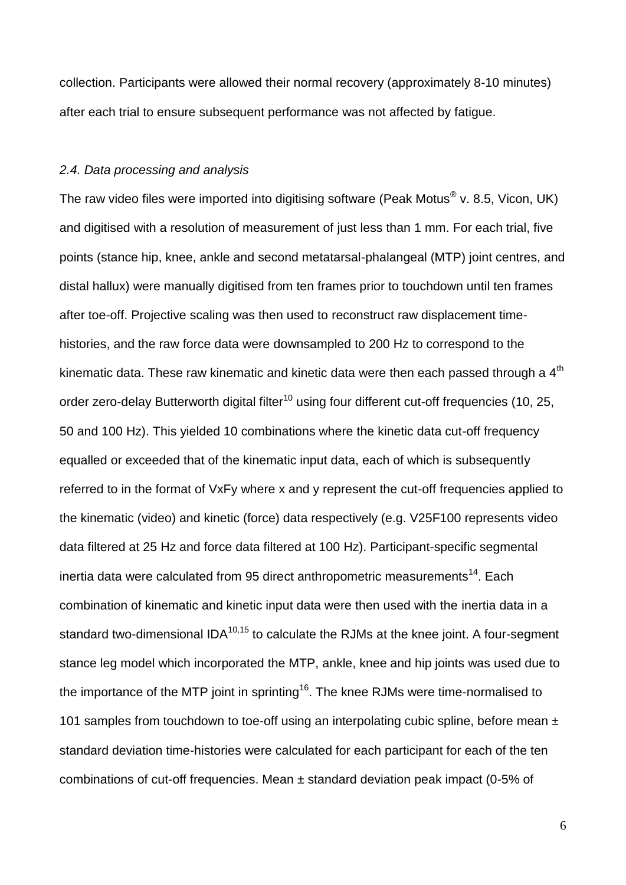collection. Participants were allowed their normal recovery (approximately 8-10 minutes) after each trial to ensure subsequent performance was not affected by fatigue.

### *2.4. Data processing and analysis*

The raw video files were imported into digitising software (Peak Motus® v. 8.5, Vicon, UK) and digitised with a resolution of measurement of just less than 1 mm. For each trial, five points (stance hip, knee, ankle and second metatarsal-phalangeal (MTP) joint centres, and distal hallux) were manually digitised from ten frames prior to touchdown until ten frames after toe-off. Projective scaling was then used to reconstruct raw displacement time-histories, and the raw force data were downsampled to 200 Hz to correspond to the kinematic data. These raw kinematic and kinetic data were then each passed through a 4$^{th}$ order zero-delay Butterworth digital filter[10] using four different cut-off frequencies (10, 25, 50 and 100 Hz). This yielded 10 combinations where the kinetic data cut-off frequency equalled or exceeded that of the kinematic input data, each of which is subsequently referred to in the format of VxFy where x and y represent the cut-off frequencies applied to the kinematic (video) and kinetic (force) data respectively (e.g. V25F100 represents video data filtered at 25 Hz and force data filtered at 100 Hz). Participant-specific segmental inertia data were calculated from 95 direct anthropometric measurements[14]. Each combination of kinematic and kinetic input data were then used with the inertia data in a standard two-dimensional IDA[10,15] to calculate the RJMs at the knee joint. A four-segment stance leg model which incorporated the MTP, ankle, knee and hip joints was used due to the importance of the MTP joint in sprinting[16]. The knee RJMs were time-normalised to 101 samples from touchdown to toe-off using an interpolating cubic spline, before mean ± standard deviation time-histories were calculated for each participant for each of the ten combinations of cut-off frequencies. Mean ± standard deviation peak impact (0-5% of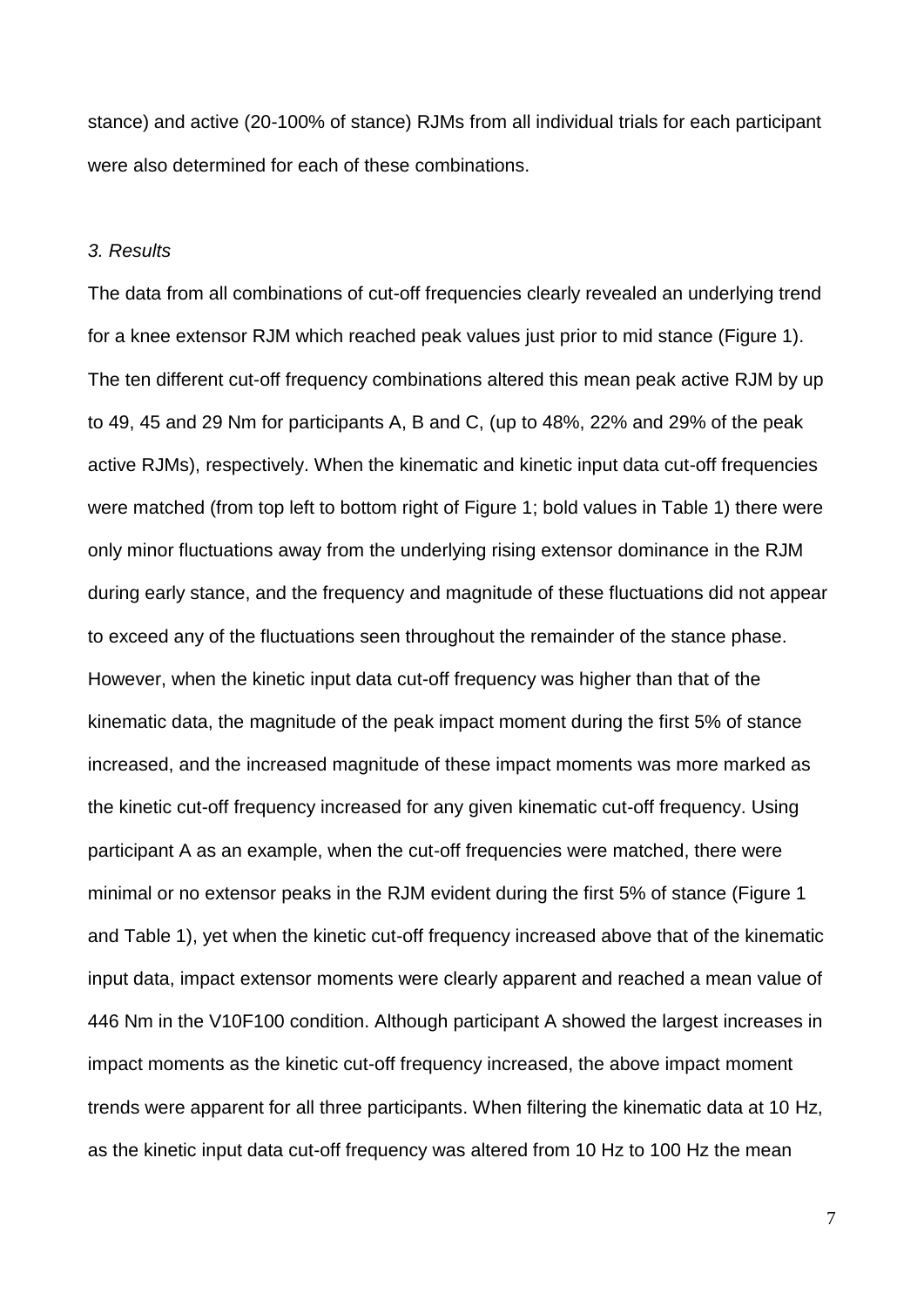stance) and active (20-100% of stance) RJMs from all individual trials for each participant were also determined for each of these combinations.

### *3. Results*

The data from all combinations of cut-off frequencies clearly revealed an underlying trend for a knee extensor RJM which reached peak values just prior to mid stance (Figure 1). The ten different cut-off frequency combinations altered this mean peak active RJM by up to 49, 45 and 29 Nm for participants A, B and C, (up to 48%, 22% and 29% of the peak active RJMs), respectively. When the kinematic and kinetic input data cut-off frequencies were matched (from top left to bottom right of Figure 1; bold values in Table 1) there were only minor fluctuations away from the underlying rising extensor dominance in the RJM during early stance, and the frequency and magnitude of these fluctuations did not appear to exceed any of the fluctuations seen throughout the remainder of the stance phase. However, when the kinetic input data cut-off frequency was higher than that of the kinematic data, the magnitude of the peak impact moment during the first 5% of stance increased, and the increased magnitude of these impact moments was more marked as the kinetic cut-off frequency increased for any given kinematic cut-off frequency. Using participant A as an example, when the cut-off frequencies were matched, there were minimal or no extensor peaks in the RJM evident during the first 5% of stance (Figure 1 and Table 1), yet when the kinetic cut-off frequency increased above that of the kinematic input data, impact extensor moments were clearly apparent and reached a mean value of 446 Nm in the V10F100 condition. Although participant A showed the largest increases in impact moments as the kinetic cut-off frequency increased, the above impact moment trends were apparent for all three participants. When filtering the kinematic data at 10 Hz, as the kinetic input data cut-off frequency was altered from 10 Hz to 100 Hz the mean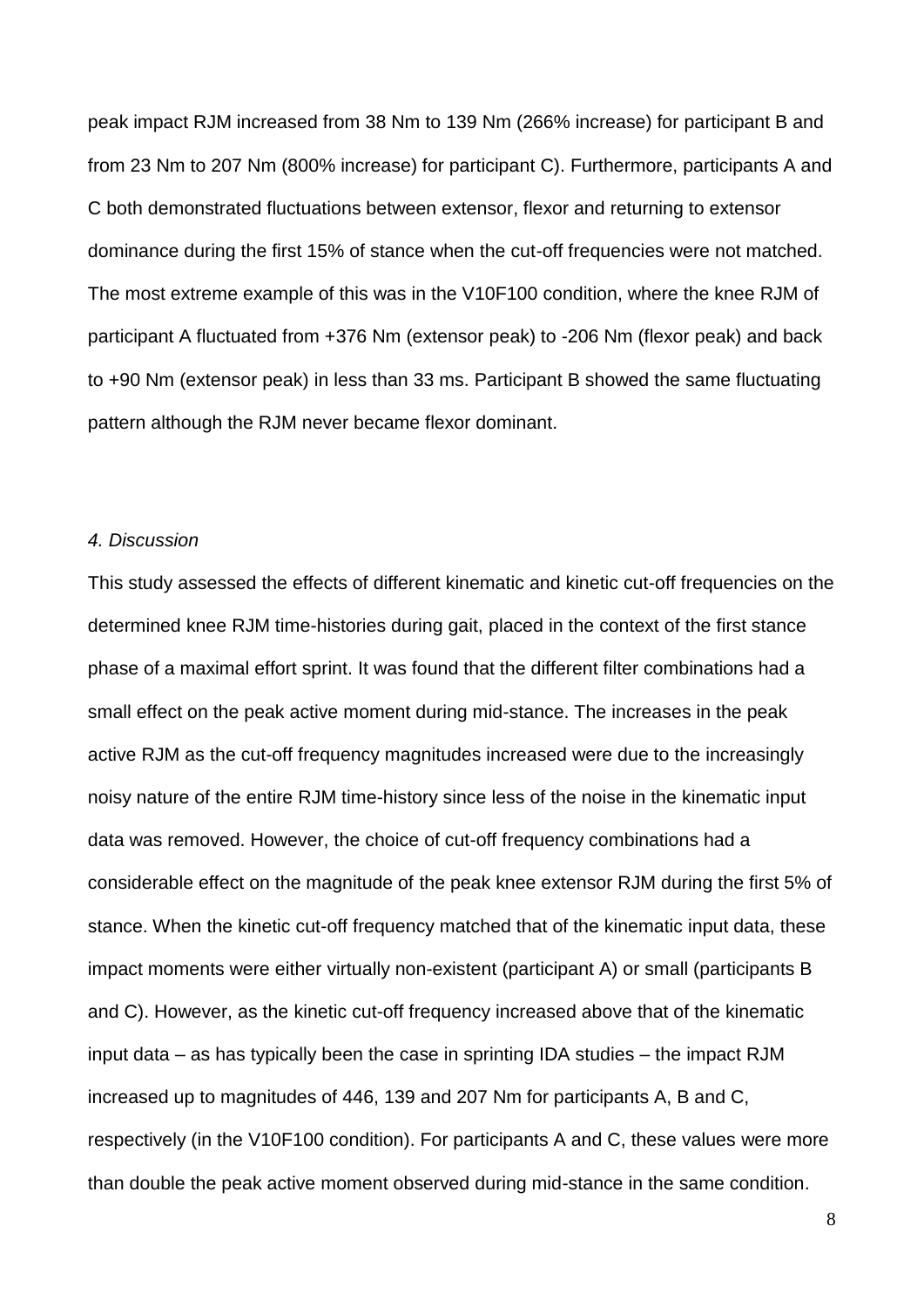peak impact RJM increased from 38 Nm to 139 Nm (266% increase) for participant B and from 23 Nm to 207 Nm (800% increase) for participant C). Furthermore, participants A and C both demonstrated fluctuations between extensor, flexor and returning to extensor dominance during the first 15% of stance when the cut-off frequencies were not matched. The most extreme example of this was in the V10F100 condition, where the knee RJM of participant A fluctuated from +376 Nm (extensor peak) to -206 Nm (flexor peak) and back to +90 Nm (extensor peak) in less than 33 ms. Participant B showed the same fluctuating pattern although the RJM never became flexor dominant.

## *4. Discussion*

This study assessed the effects of different kinematic and kinetic cut-off frequencies on the determined knee RJM time-histories during gait, placed in the context of the first stance phase of a maximal effort sprint. It was found that the different filter combinations had a small effect on the peak active moment during mid-stance. The increases in the peak active RJM as the cut-off frequency magnitudes increased were due to the increasingly noisy nature of the entire RJM time-history since less of the noise in the kinematic input data was removed. However, the choice of cut-off frequency combinations had a considerable effect on the magnitude of the peak knee extensor RJM during the first 5% of stance. When the kinetic cut-off frequency matched that of the kinematic input data, these impact moments were either virtually non-existent (participant A) or small (participants B and C). However, as the kinetic cut-off frequency increased above that of the kinematic input data – as has typically been the case in sprinting IDA studies – the impact RJM increased up to magnitudes of 446, 139 and 207 Nm for participants A, B and C, respectively (in the V10F100 condition). For participants A and C, these values were more than double the peak active moment observed during mid-stance in the same condition.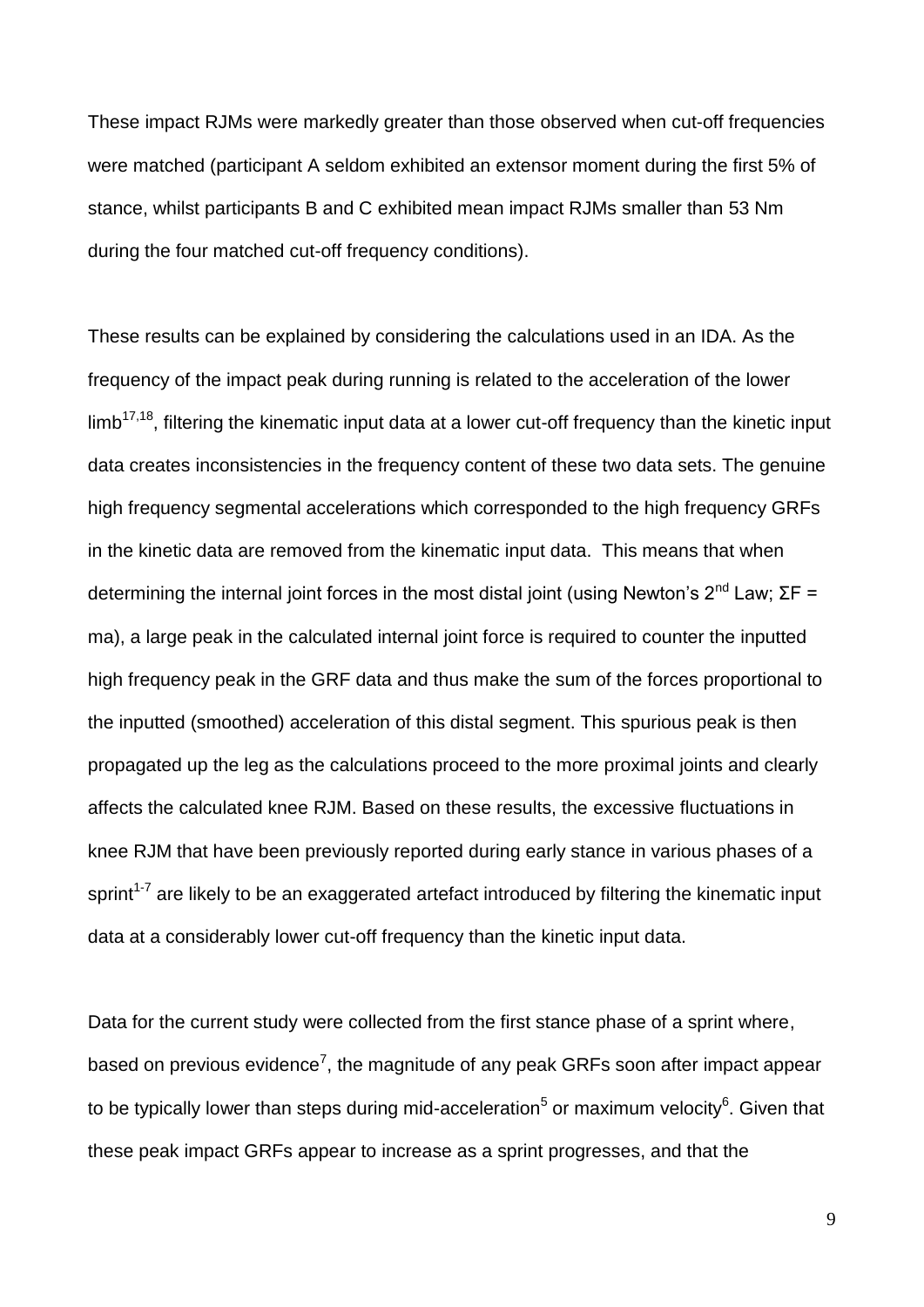These impact RJMs were markedly greater than those observed when cut-off frequencies were matched (participant A seldom exhibited an extensor moment during the first 5% of stance, whilst participants B and C exhibited mean impact RJMs smaller than 53 Nm during the four matched cut-off frequency conditions).

These results can be explained by considering the calculations used in an IDA. As the frequency of the impact peak during running is related to the acceleration of the lower limb[17,18], filtering the kinematic input data at a lower cut-off frequency than the kinetic input data creates inconsistencies in the frequency content of these two data sets. The genuine high frequency segmental accelerations which corresponded to the high frequency GRFs in the kinetic data are removed from the kinematic input data. This means that when determining the internal joint forces in the most distal joint (using Newton's 2nd Law; $\Sigma F = ma$), a large peak in the calculated internal joint force is required to counter the inputted high frequency peak in the GRF data and thus make the sum of the forces proportional to the inputted (smoothed) acceleration of this distal segment. This spurious peak is then propagated up the leg as the calculations proceed to the more proximal joints and clearly affects the calculated knee RJM. Based on these results, the excessive fluctuations in knee RJM that have been previously reported during early stance in various phases of a sprint[1-7] are likely to be an exaggerated artefact introduced by filtering the kinematic input data at a considerably lower cut-off frequency than the kinetic input data.

Data for the current study were collected from the first stance phase of a sprint where, based on previous evidence[7], the magnitude of any peak GRFs soon after impact appear to be typically lower than steps during mid-acceleration[5] or maximum velocity[6]. Given that these peak impact GRFs appear to increase as a sprint progresses, and that the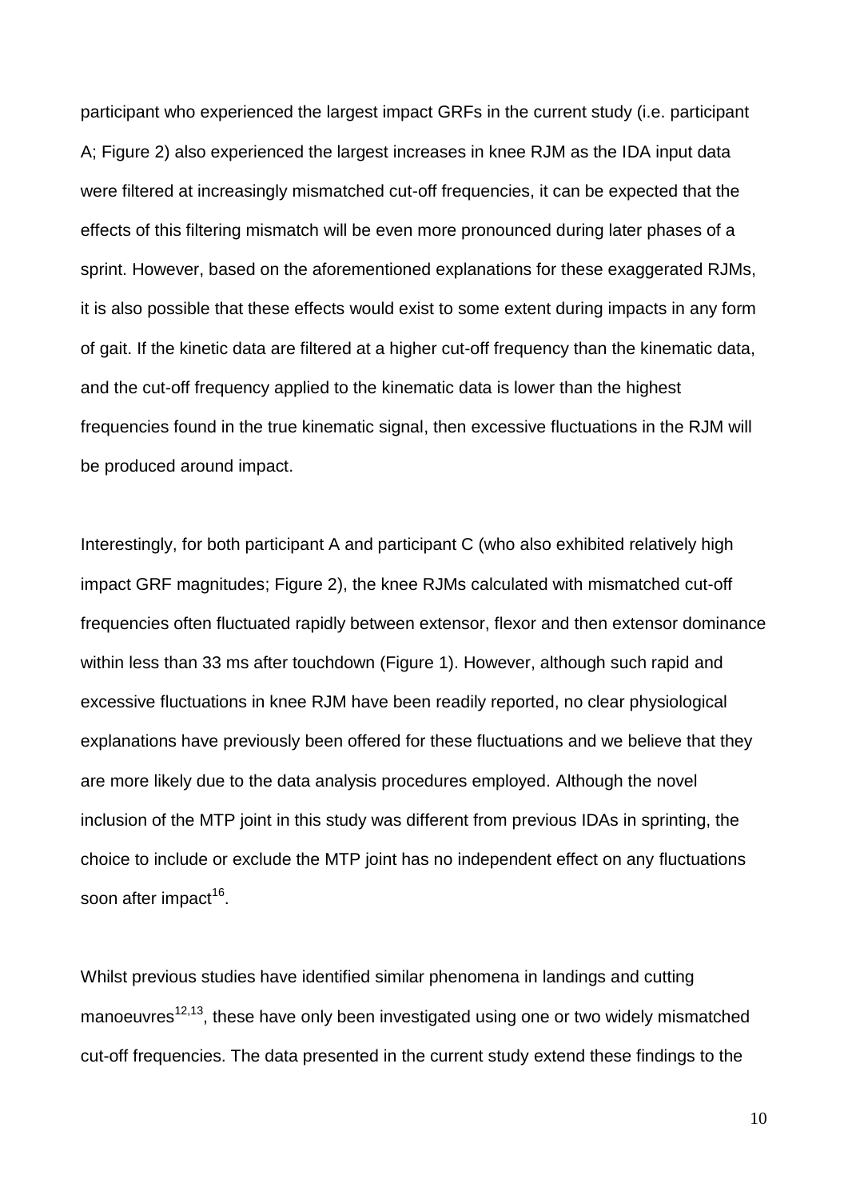participant who experienced the largest impact GRFs in the current study (i.e. participant A; Figure 2) also experienced the largest increases in knee RJM as the IDA input data were filtered at increasingly mismatched cut-off frequencies, it can be expected that the effects of this filtering mismatch will be even more pronounced during later phases of a sprint. However, based on the aforementioned explanations for these exaggerated RJMs, it is also possible that these effects would exist to some extent during impacts in any form of gait. If the kinetic data are filtered at a higher cut-off frequency than the kinematic data, and the cut-off frequency applied to the kinematic data is lower than the highest frequencies found in the true kinematic signal, then excessive fluctuations in the RJM will be produced around impact.

Interestingly, for both participant A and participant C (who also exhibited relatively high impact GRF magnitudes; Figure 2), the knee RJMs calculated with mismatched cut-off frequencies often fluctuated rapidly between extensor, flexor and then extensor dominance within less than 33 ms after touchdown (Figure 1). However, although such rapid and excessive fluctuations in knee RJM have been readily reported, no clear physiological explanations have previously been offered for these fluctuations and we believe that they are more likely due to the data analysis procedures employed. Although the novel inclusion of the MTP joint in this study was different from previous IDAs in sprinting, the choice to include or exclude the MTP joint has no independent effect on any fluctuations soon after impact[16].

Whilst previous studies have identified similar phenomena in landings and cutting manoeuvres[12,13], these have only been investigated using one or two widely mismatched cut-off frequencies. The data presented in the current study extend these findings to the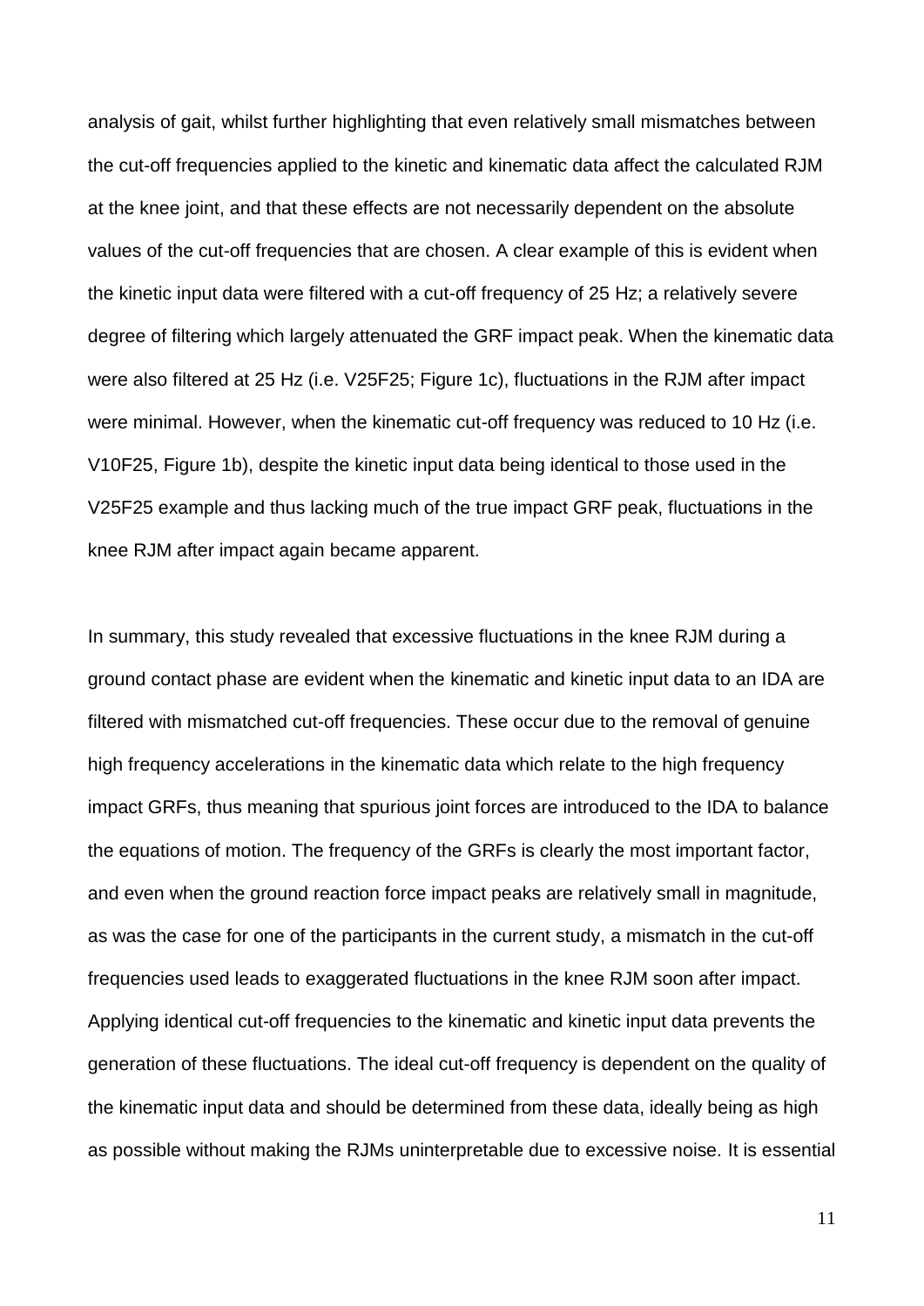analysis of gait, whilst further highlighting that even relatively small mismatches between the cut-off frequencies applied to the kinetic and kinematic data affect the calculated RJM at the knee joint, and that these effects are not necessarily dependent on the absolute values of the cut-off frequencies that are chosen. A clear example of this is evident when the kinetic input data were filtered with a cut-off frequency of 25 Hz; a relatively severe degree of filtering which largely attenuated the GRF impact peak. When the kinematic data were also filtered at 25 Hz (i.e. V25F25; Figure 1c), fluctuations in the RJM after impact were minimal. However, when the kinematic cut-off frequency was reduced to 10 Hz (i.e. V10F25, Figure 1b), despite the kinetic input data being identical to those used in the V25F25 example and thus lacking much of the true impact GRF peak, fluctuations in the knee RJM after impact again became apparent.

In summary, this study revealed that excessive fluctuations in the knee RJM during a ground contact phase are evident when the kinematic and kinetic input data to an IDA are filtered with mismatched cut-off frequencies. These occur due to the removal of genuine high frequency accelerations in the kinematic data which relate to the high frequency impact GRFs, thus meaning that spurious joint forces are introduced to the IDA to balance the equations of motion. The frequency of the GRFs is clearly the most important factor, and even when the ground reaction force impact peaks are relatively small in magnitude, as was the case for one of the participants in the current study, a mismatch in the cut-off frequencies used leads to exaggerated fluctuations in the knee RJM soon after impact. Applying identical cut-off frequencies to the kinematic and kinetic input data prevents the generation of these fluctuations. The ideal cut-off frequency is dependent on the quality of the kinematic input data and should be determined from these data, ideally being as high as possible without making the RJMs uninterpretable due to excessive noise. It is essential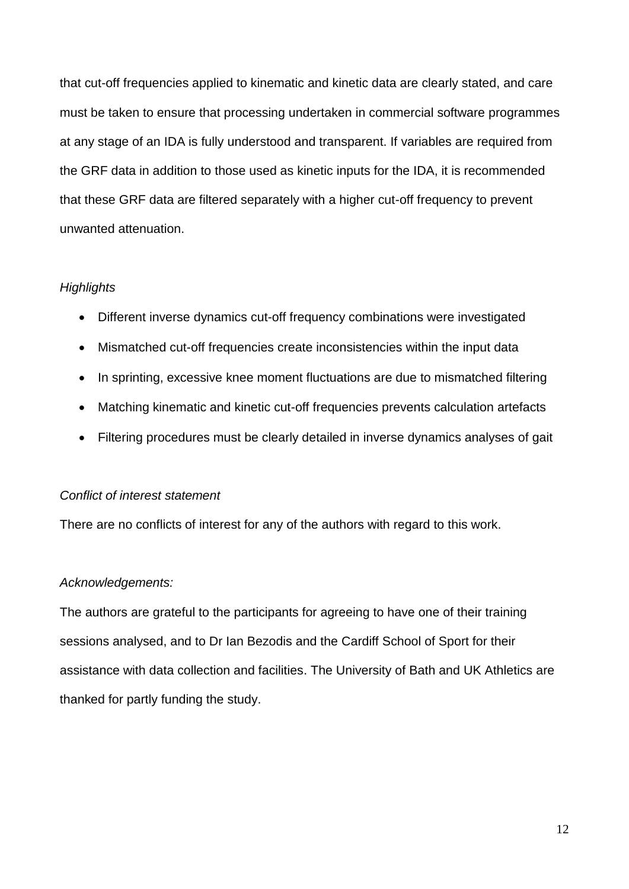that cut-off frequencies applied to kinematic and kinetic data are clearly stated, and care must be taken to ensure that processing undertaken in commercial software programmes at any stage of an IDA is fully understood and transparent. If variables are required from the GRF data in addition to those used as kinetic inputs for the IDA, it is recommended that these GRF data are filtered separately with a higher cut-off frequency to prevent unwanted attenuation.

*Highlights*

- Different inverse dynamics cut-off frequency combinations were investigated
- Mismatched cut-off frequencies create inconsistencies within the input data
- In sprinting, excessive knee moment fluctuations are due to mismatched filtering
- Matching kinematic and kinetic cut-off frequencies prevents calculation artefacts
- Filtering procedures must be clearly detailed in inverse dynamics analyses of gait

*Conflict of interest statement*

There are no conflicts of interest for any of the authors with regard to this work.

*Acknowledgements:*

The authors are grateful to the participants for agreeing to have one of their training sessions analysed, and to Dr Ian Bezodis and the Cardiff School of Sport for their assistance with data collection and facilities. The University of Bath and UK Athletics are thanked for partly funding the study.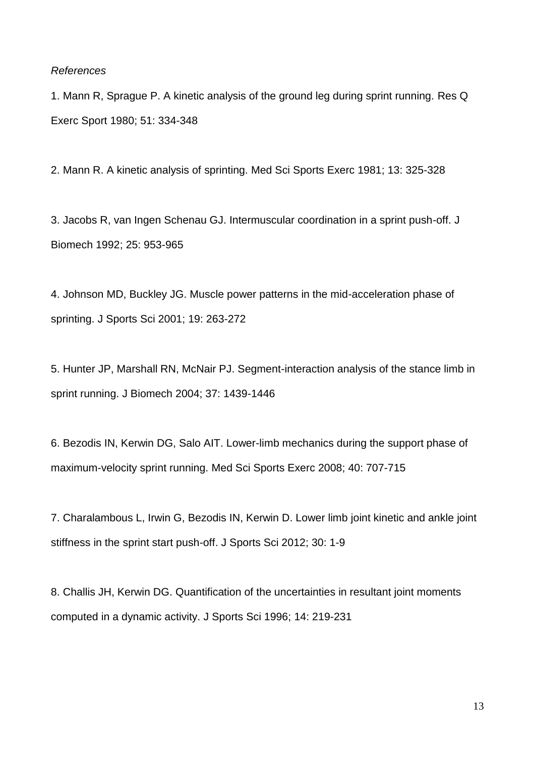*References*

1. Mann R, Sprague P. A kinetic analysis of the ground leg during sprint running. Res Q Exerc Sport 1980; 51: 334-348

2. Mann R. A kinetic analysis of sprinting. Med Sci Sports Exerc 1981; 13: 325-328

3. Jacobs R, van Ingen Schenau GJ. Intermuscular coordination in a sprint push-off. J Biomech 1992; 25: 953-965

4. Johnson MD, Buckley JG. Muscle power patterns in the mid-acceleration phase of sprinting. J Sports Sci 2001; 19: 263-272

5. Hunter JP, Marshall RN, McNair PJ. Segment-interaction analysis of the stance limb in sprint running. J Biomech 2004; 37: 1439-1446

6. Bezodis IN, Kerwin DG, Salo AIT. Lower-limb mechanics during the support phase of maximum-velocity sprint running. Med Sci Sports Exerc 2008; 40: 707-715

7. Charalambous L, Irwin G, Bezodis IN, Kerwin D. Lower limb joint kinetic and ankle joint stiffness in the sprint start push-off. J Sports Sci 2012; 30: 1-9

8. Challis JH, Kerwin DG. Quantification of the uncertainties in resultant joint moments computed in a dynamic activity. J Sports Sci 1996; 14: 219-231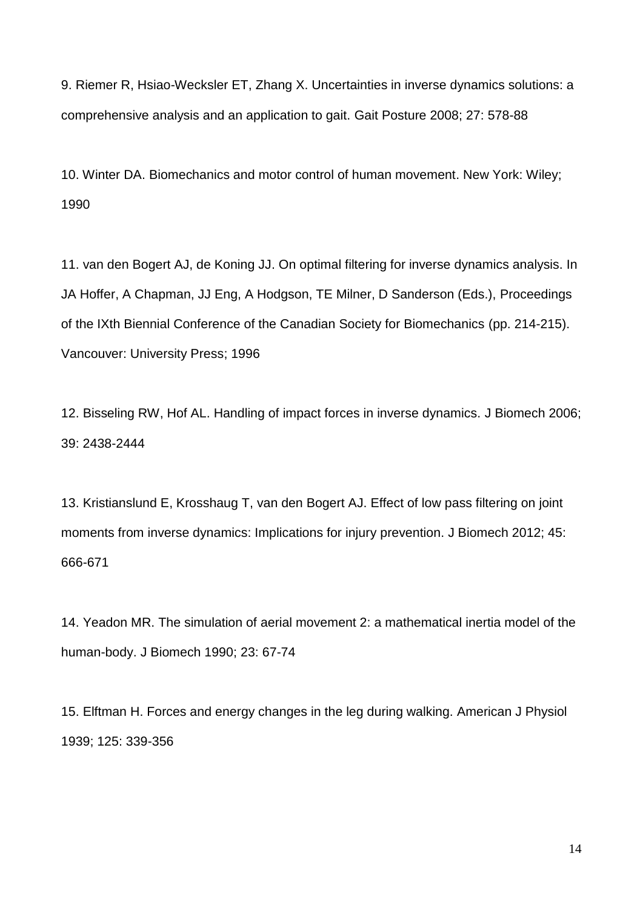9. Riemer R, Hsiao-Wecksler ET, Zhang X. Uncertainties in inverse dynamics solutions: a comprehensive analysis and an application to gait. Gait Posture 2008; 27: 578-88

10. Winter DA. Biomechanics and motor control of human movement. New York: Wiley; 1990

11. van den Bogert AJ, de Koning JJ. On optimal filtering for inverse dynamics analysis. In JA Hoffer, A Chapman, JJ Eng, A Hodgson, TE Milner, D Sanderson (Eds.), Proceedings of the IXth Biennial Conference of the Canadian Society for Biomechanics (pp. 214-215). Vancouver: University Press; 1996

12. Bisseling RW, Hof AL. Handling of impact forces in inverse dynamics. J Biomech 2006; 39: 2438-2444

13. Kristianslund E, Krosshaug T, van den Bogert AJ. Effect of low pass filtering on joint moments from inverse dynamics: Implications for injury prevention. J Biomech 2012; 45: 666-671

14. Yeadon MR. The simulation of aerial movement 2: a mathematical inertia model of the human-body. J Biomech 1990; 23: 67-74

15. Elftman H. Forces and energy changes in the leg during walking. American J Physiol 1939; 125: 339-356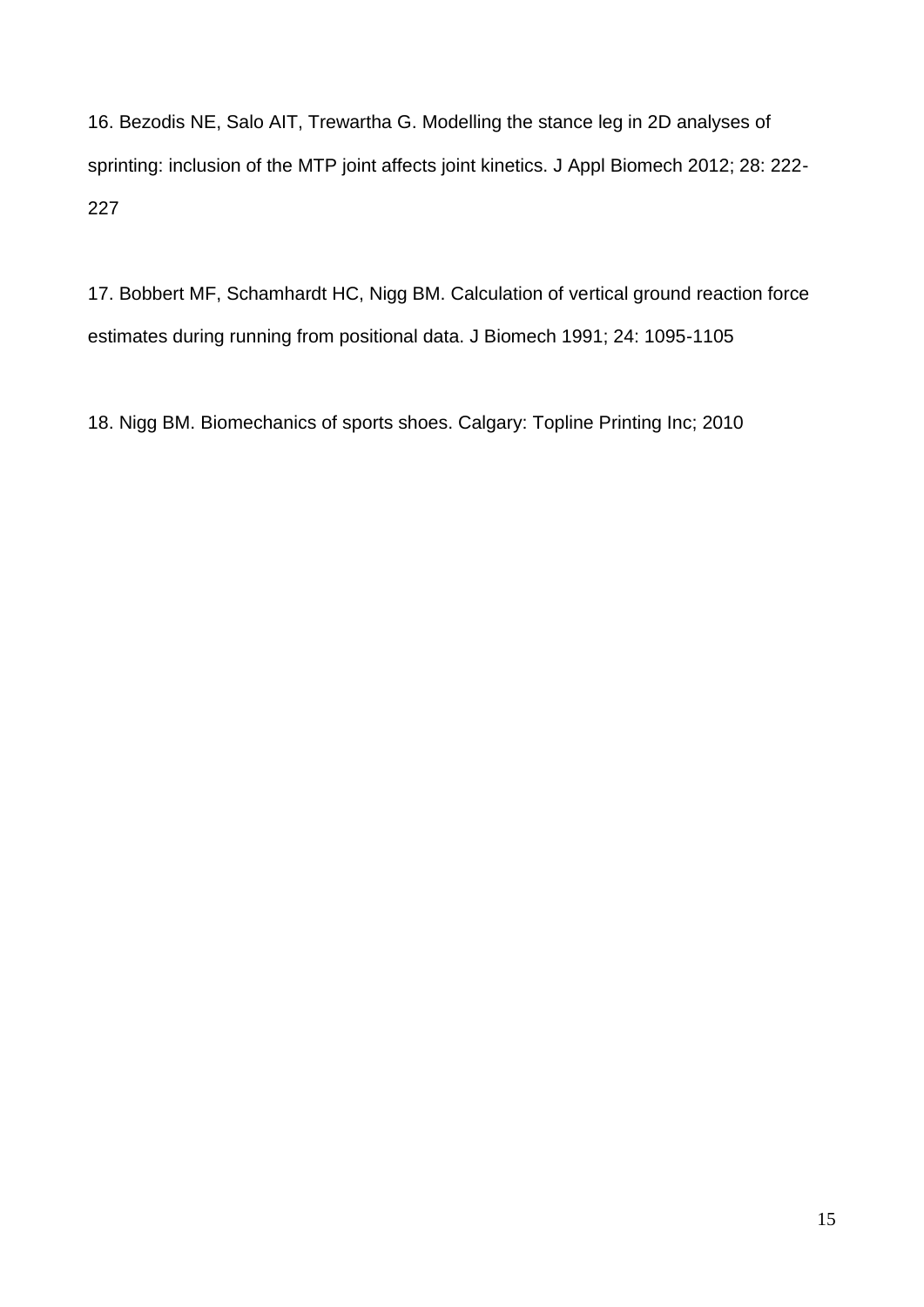16. Bezodis NE, Salo AIT, Trewartha G. Modelling the stance leg in 2D analyses of sprinting: inclusion of the MTP joint affects joint kinetics. J Appl Biomech 2012; 28: 222-227

17. Bobbert MF, Schamhardt HC, Nigg BM. Calculation of vertical ground reaction force estimates during running from positional data. J Biomech 1991; 24: 1095-1105

18. Nigg BM. Biomechanics of sports shoes. Calgary: Topline Printing Inc; 2010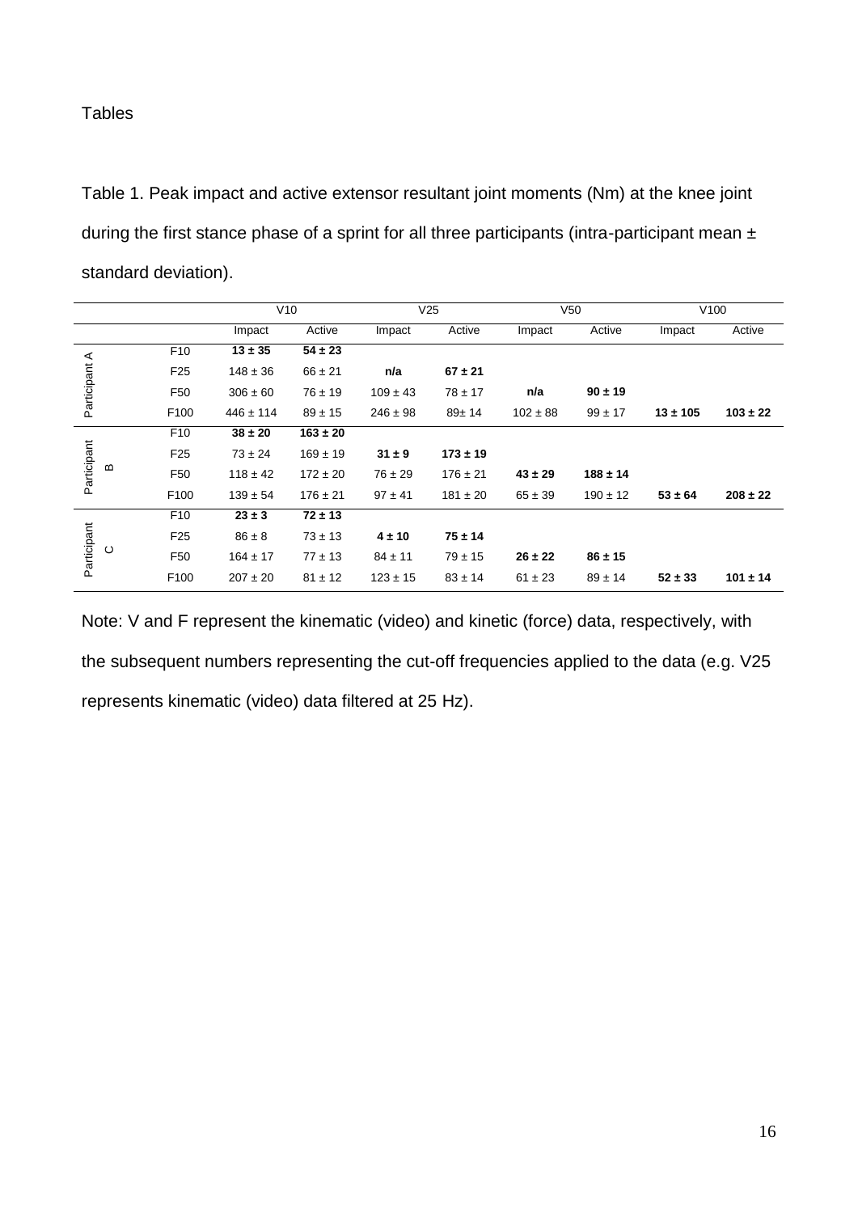Tables

Table 1. Peak impact and active extensor resultant joint moments (Nm) at the knee joint during the first stance phase of a sprint for all three participants (intra-participant mean ± standard deviation).

| | | V10 | | V25 | | V50 | | V100 | |
|---|---|---|---|---|---|---|---|---|---|
| | | Impact | Active | Impact | Active | Impact | Active | Impact | Active |
| Participant A | F10 | **13 ± 35** | **54 ± 23** | | | | | | |
| | F25 | 148 ± 36 | 66 ± 21 | **n/a** | **67 ± 21** | | | | |
| | F50 | 306 ± 60 | 76 ± 19 | 109 ± 43 | 78 ± 17 | **n/a** | **90 ± 19** | | |
| | F100 | 446 ± 114 | 89 ± 15 | 246 ± 98 | 89± 14 | 102 ± 88 | 99 ± 17 | **13 ± 105** | **103 ± 22** |
| Participant B | F10 | **38 ± 20** | **163 ± 20** | | | | | | |
| | F25 | 73 ± 24 | 169 ± 19 | **31 ± 9** | **173 ± 19** | | | | |
| | F50 | 118 ± 42 | 172 ± 20 | 76 ± 29 | 176 ± 21 | **43 ± 29** | **188 ± 14** | | |
| | F100 | 139 ± 54 | 176 ± 21 | 97 ± 41 | 181 ± 20 | 65 ± 39 | 190 ± 12 | **53 ± 64** | **208 ± 22** |
| Participant C | F10 | **23 ± 3** | **72 ± 13** | | | | | | |
| | F25 | 86 ± 8 | 73 ± 13 | **4 ± 10** | **75 ± 14** | | | | |
| | F50 | 164 ± 17 | 77 ± 13 | 84 ± 11 | 79 ± 15 | **26 ± 22** | **86 ± 15** | | |
| | F100 | 207 ± 20 | 81 ± 12 | 123 ± 15 | 83 ± 14 | 61 ± 23 | 89 ± 14 | **52 ± 33** | **101 ± 14** |

Note: V and F represent the kinematic (video) and kinetic (force) data, respectively, with the subsequent numbers representing the cut-off frequencies applied to the data (e.g. V25 represents kinematic (video) data filtered at 25 Hz).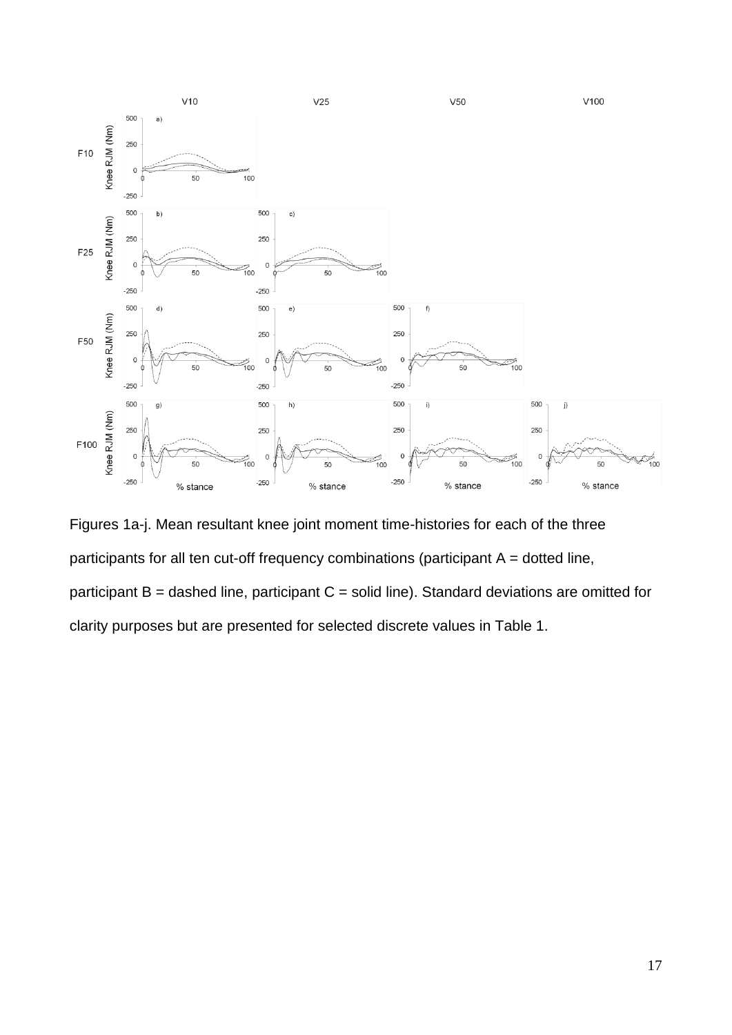Figures 1a-j. Mean resultant knee joint moment time-histories for each of the three participants for all ten cut-off frequency combinations (participant A = dotted line, participant B = dashed line, participant C = solid line). Standard deviations are omitted for clarity purposes but are presented for selected discrete values in Table 1.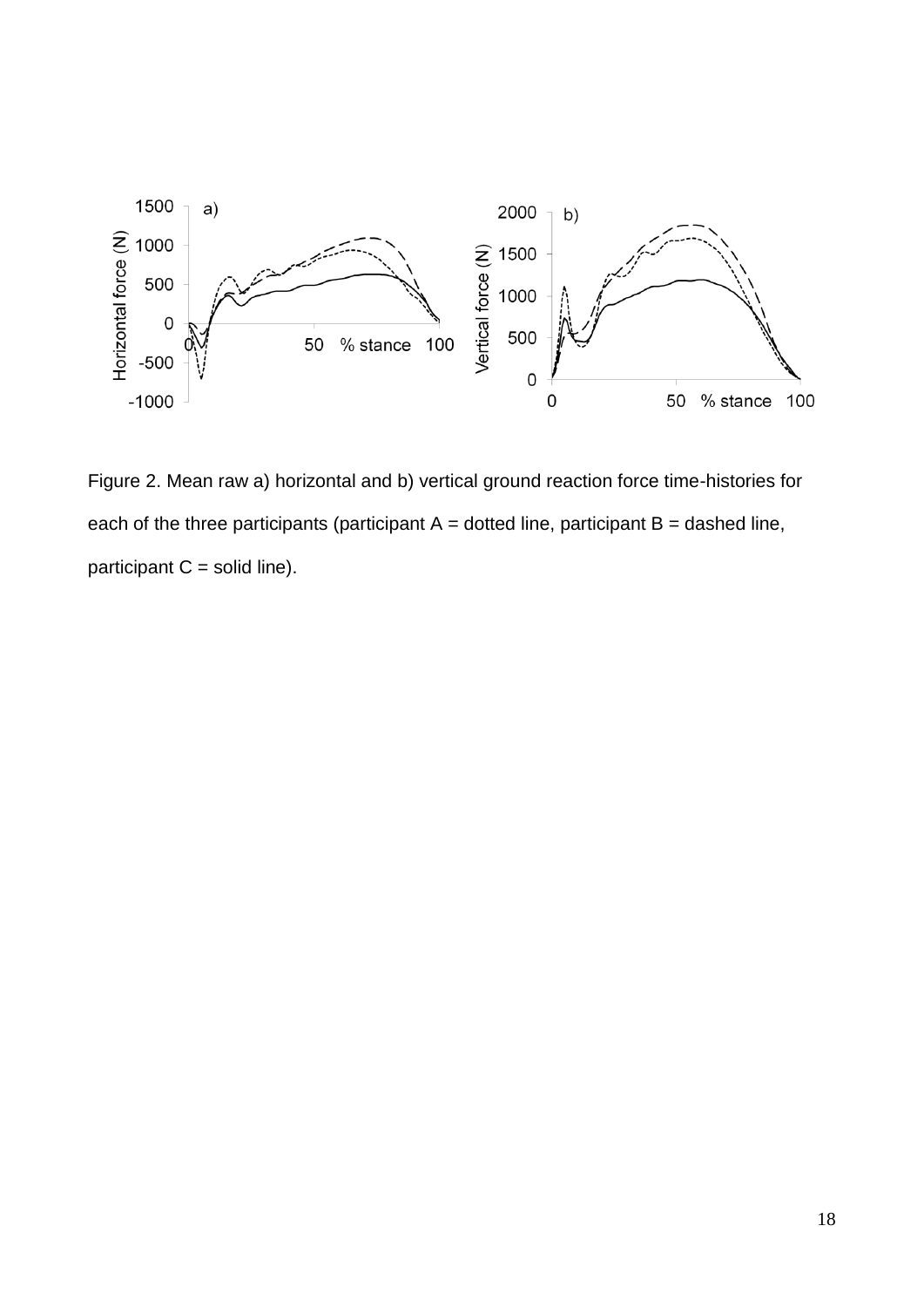a)

1500
1000
500
0
-500
-1000

Horizontal force (N)

0
50 % stance 100

b)

2000
1500
1000
500
0

Vertical force (N)

0
50 % stance 100

Figure 2. Mean raw a) horizontal and b) vertical ground reaction force time-histories for each of the three participants (participant A = dotted line, participant B = dashed line, participant C = solid line).